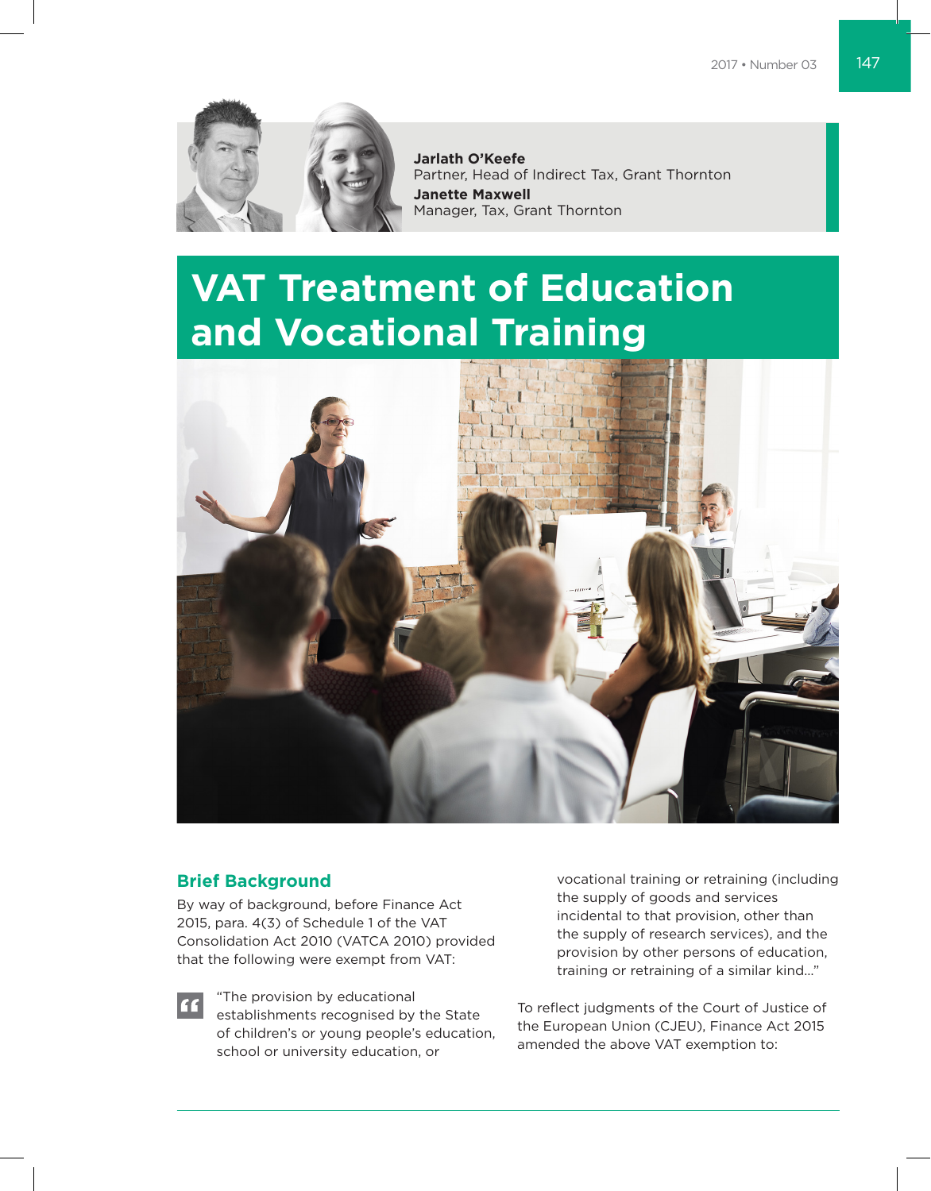**Jarlath O'Keefe**
Partner, Head of Indirect Tax, Grant Thornton

**Janette Maxwell**
Manager, Tax, Grant Thornton

# VAT Treatment of Education and Vocational Training

## Brief Background

By way of background, before Finance Act 2015, para. 4(3) of Schedule 1 of the VAT Consolidation Act 2010 (VATCA 2010) provided that the following were exempt from VAT:

> "The provision by educational establishments recognised by the State of children's or young people's education, school or university education, or vocational training or retraining (including the supply of goods and services incidental to that provision, other than the supply of research services), and the provision by other persons of education, training or retraining of a similar kind..."

To reflect judgments of the Court of Justice of the European Union (CJEU), Finance Act 2015 amended the above VAT exemption to: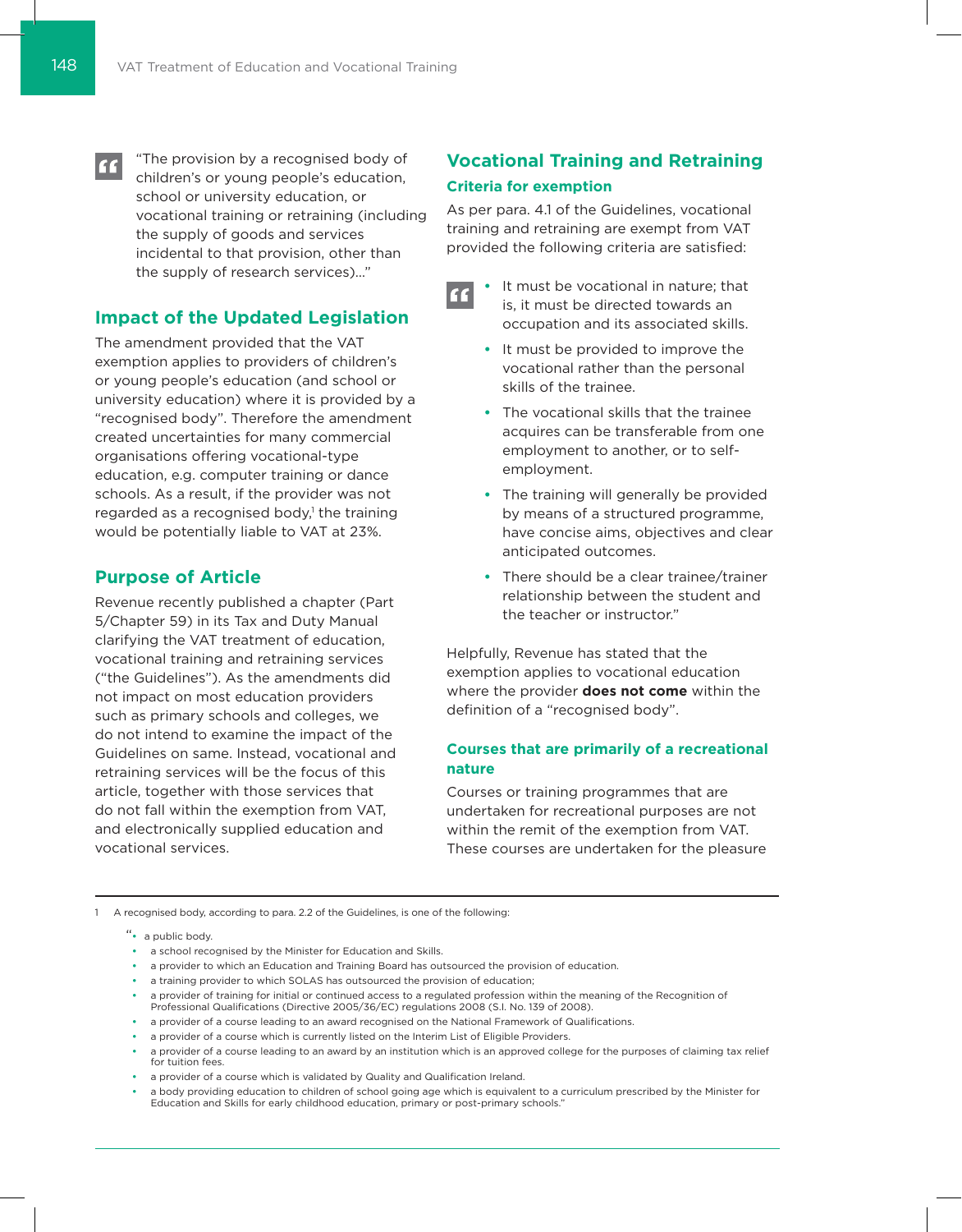> "The provision by a recognised body of children's or young people's education, school or university education, or vocational training or retraining (including the supply of goods and services incidental to that provision, other than the supply of research services)..."

## Impact of the Updated Legislation

The amendment provided that the VAT exemption applies to providers of children's or young people's education (and school or university education) where it is provided by a "recognised body". Therefore the amendment created uncertainties for many commercial organisations offering vocational-type education, e.g. computer training or dance schools. As a result, if the provider was not regarded as a recognised body,[1] the training would be potentially liable to VAT at 23%.

## Purpose of Article

Revenue recently published a chapter (Part 5/Chapter 59) in its Tax and Duty Manual clarifying the VAT treatment of education, vocational training and retraining services ("the Guidelines"). As the amendments did not impact on most education providers such as primary schools and colleges, we do not intend to examine the impact of the Guidelines on same. Instead, vocational and retraining services will be the focus of this article, together with those services that do not fall within the exemption from VAT, and electronically supplied education and vocational services.

## Vocational Training and Retraining

### Criteria for exemption

As per para. 4.1 of the Guidelines, vocational training and retraining are exempt from VAT provided the following criteria are satisfied:

> - It must be vocational in nature; that is, it must be directed towards an occupation and its associated skills.
> - It must be provided to improve the vocational rather than the personal skills of the trainee.
> - The vocational skills that the trainee acquires can be transferable from one employment to another, or to self-employment.
> - The training will generally be provided by means of a structured programme, have concise aims, objectives and clear anticipated outcomes.
> - There should be a clear trainee/trainer relationship between the student and the teacher or instructor."

Helpfully, Revenue has stated that the exemption applies to vocational education where the provider **does not come** within the definition of a "recognised body".

### Courses that are primarily of a recreational nature

Courses or training programmes that are undertaken for recreational purposes are not within the remit of the exemption from VAT. These courses are undertaken for the pleasure

---

1 A recognised body, according to para. 2.2 of the Guidelines, is one of the following:

"• a public body.
- a school recognised by the Minister for Education and Skills.
- a provider to which an Education and Training Board has outsourced the provision of education.
- a training provider to which SOLAS has outsourced the provision of education;
- a provider of training for initial or continued access to a regulated profession within the meaning of the Recognition of Professional Qualifications (Directive 2005/36/EC) regulations 2008 (S.I. No. 139 of 2008).
- a provider of a course leading to an award recognised on the National Framework of Qualifications.
- a provider of a course which is currently listed on the Interim List of Eligible Providers.
- a provider of a course leading to an award by an institution which is an approved college for the purposes of claiming tax relief for tuition fees.
- a provider of a course which is validated by Quality and Qualification Ireland.
- a body providing education to children of school going age which is equivalent to a curriculum prescribed by the Minister for Education and Skills for early childhood education, primary or post-primary schools."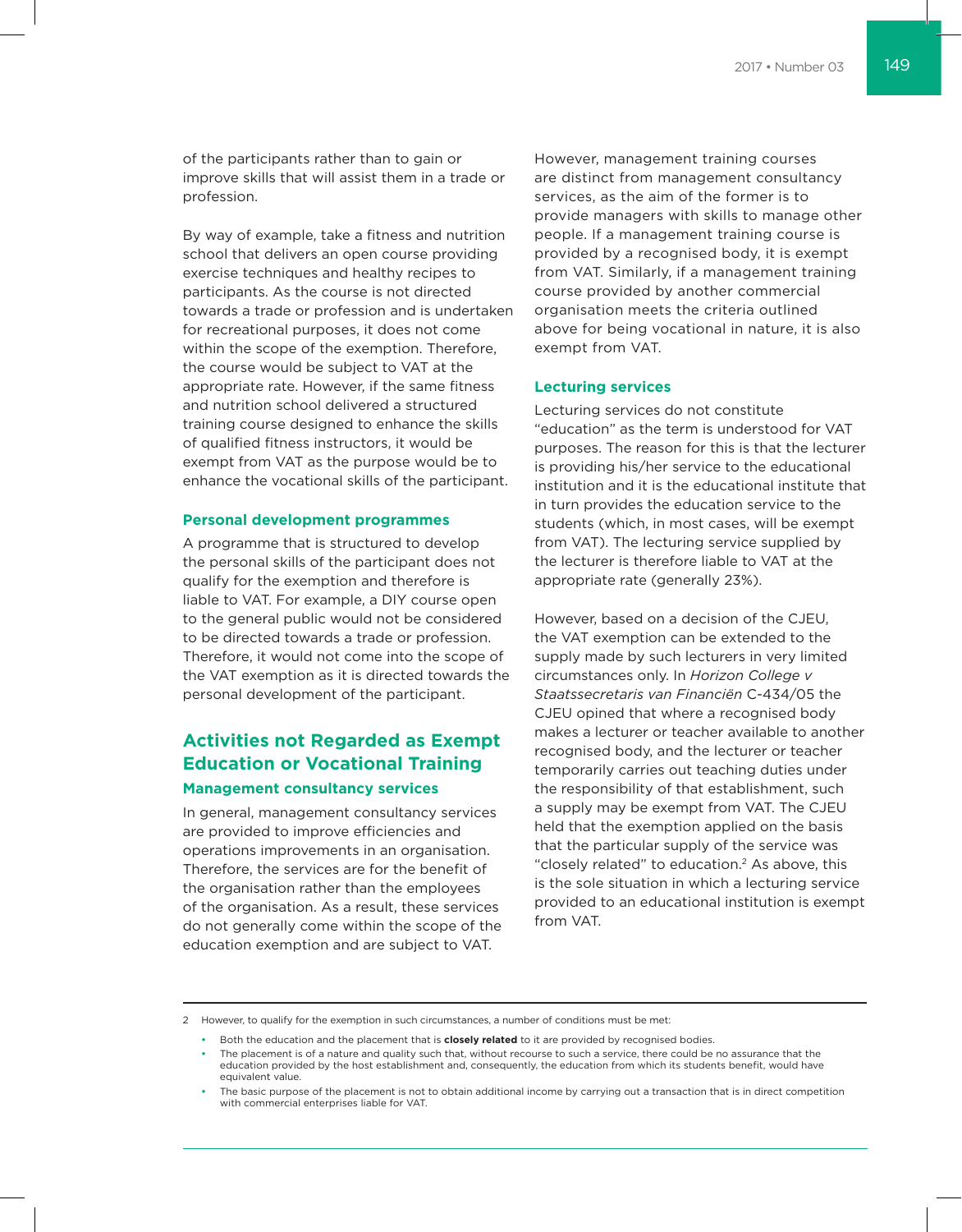of the participants rather than to gain or improve skills that will assist them in a trade or profession.

By way of example, take a fitness and nutrition school that delivers an open course providing exercise techniques and healthy recipes to participants. As the course is not directed towards a trade or profession and is undertaken for recreational purposes, it does not come within the scope of the exemption. Therefore, the course would be subject to VAT at the appropriate rate. However, if the same fitness and nutrition school delivered a structured training course designed to enhance the skills of qualified fitness instructors, it would be exempt from VAT as the purpose would be to enhance the vocational skills of the participant.

### Personal development programmes

A programme that is structured to develop the personal skills of the participant does not qualify for the exemption and therefore is liable to VAT. For example, a DIY course open to the general public would not be considered to be directed towards a trade or profession. Therefore, it would not come into the scope of the VAT exemption as it is directed towards the personal development of the participant.

## Activities not Regarded as Exempt Education or Vocational Training

### Management consultancy services

In general, management consultancy services are provided to improve efficiencies and operations improvements in an organisation. Therefore, the services are for the benefit of the organisation rather than the employees of the organisation. As a result, these services do not generally come within the scope of the education exemption and are subject to VAT.

However, management training courses are distinct from management consultancy services, as the aim of the former is to provide managers with skills to manage other people. If a management training course is provided by a recognised body, it is exempt from VAT. Similarly, if a management training course provided by another commercial organisation meets the criteria outlined above for being vocational in nature, it is also exempt from VAT.

### Lecturing services

Lecturing services do not constitute "education" as the term is understood for VAT purposes. The reason for this is that the lecturer is providing his/her service to the educational institution and it is the educational institute that in turn provides the education service to the students (which, in most cases, will be exempt from VAT). The lecturing service supplied by the lecturer is therefore liable to VAT at the appropriate rate (generally 23%).

However, based on a decision of the CJEU, the VAT exemption can be extended to the supply made by such lecturers in very limited circumstances only. In *Horizon College v Staatssecretaris van Financiën* C-434/05 the CJEU opined that where a recognised body makes a lecturer or teacher available to another recognised body, and the lecturer or teacher temporarily carries out teaching duties under the responsibility of that establishment, such a supply may be exempt from VAT. The CJEU held that the exemption applied on the basis that the particular supply of the service was "closely related" to education.[2] As above, this is the sole situation in which a lecturing service provided to an educational institution is exempt from VAT.

---

2 However, to qualify for the exemption in such circumstances, a number of conditions must be met:

- Both the education and the placement that is **closely related** to it are provided by recognised bodies.
- The placement is of a nature and quality such that, without recourse to such a service, there could be no assurance that the education provided by the host establishment and, consequently, the education from which its students benefit, would have equivalent value.
- The basic purpose of the placement is not to obtain additional income by carrying out a transaction that is in direct competition with commercial enterprises liable for VAT.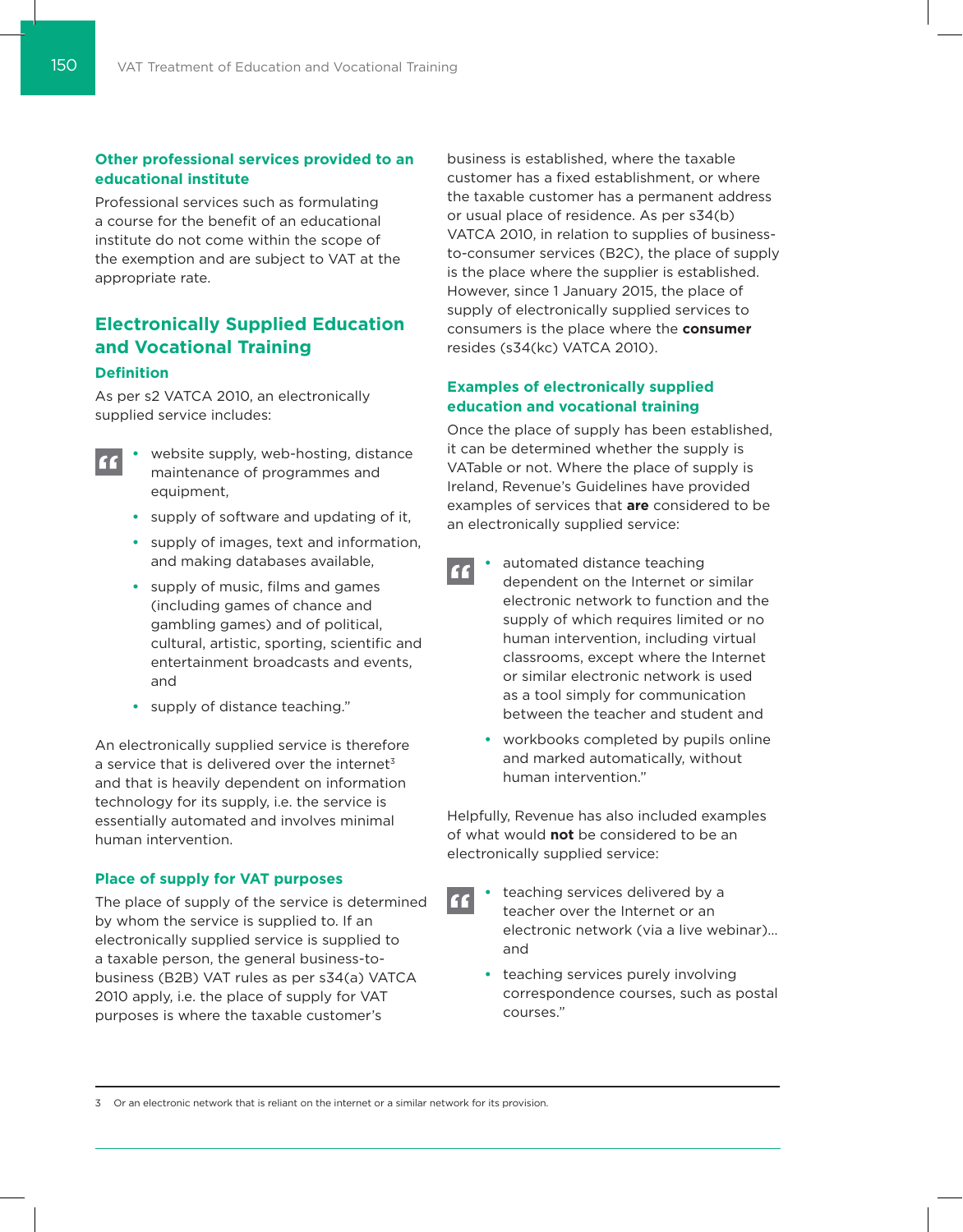### Other professional services provided to an educational institute

Professional services such as formulating a course for the benefit of an educational institute do not come within the scope of the exemption and are subject to VAT at the appropriate rate.

## Electronically Supplied Education and Vocational Training

### Definition

As per s2 VATCA 2010, an electronically supplied service includes:

> - website supply, web-hosting, distance maintenance of programmes and equipment,
> - supply of software and updating of it,
> - supply of images, text and information, and making databases available,
> - supply of music, films and games (including games of chance and gambling games) and of political, cultural, artistic, sporting, scientific and entertainment broadcasts and events, and
> - supply of distance teaching."

An electronically supplied service is therefore a service that is delivered over the internet[3] and that is heavily dependent on information technology for its supply, i.e. the service is essentially automated and involves minimal human intervention.

### Place of supply for VAT purposes

The place of supply of the service is determined by whom the service is supplied to. If an electronically supplied service is supplied to a taxable person, the general business-to-business (B2B) VAT rules as per s34(a) VATCA 2010 apply, i.e. the place of supply for VAT purposes is where the taxable customer's business is established, where the taxable customer has a fixed establishment, or where the taxable customer has a permanent address or usual place of residence. As per s34(b) VATCA 2010, in relation to supplies of business-to-consumer services (B2C), the place of supply is the place where the supplier is established. However, since 1 January 2015, the place of supply of electronically supplied services to consumers is the place where the **consumer** resides (s34(kc) VATCA 2010).

### Examples of electronically supplied education and vocational training

Once the place of supply has been established, it can be determined whether the supply is VATable or not. Where the place of supply is Ireland, Revenue's Guidelines have provided examples of services that **are** considered to be an electronically supplied service:

> - automated distance teaching dependent on the Internet or similar electronic network to function and the supply of which requires limited or no human intervention, including virtual classrooms, except where the Internet or similar electronic network is used as a tool simply for communication between the teacher and student and
> - workbooks completed by pupils online and marked automatically, without human intervention."

Helpfully, Revenue has also included examples of what would **not** be considered to be an electronically supplied service:

> - teaching services delivered by a teacher over the Internet or an electronic network (via a live webinar)… and
> - teaching services purely involving correspondence courses, such as postal courses."

---

[3] Or an electronic network that is reliant on the internet or a similar network for its provision.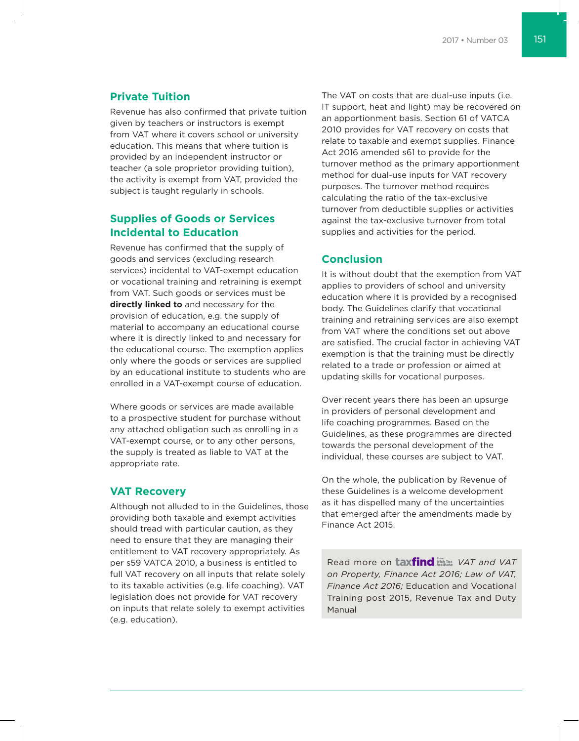## Private Tuition

Revenue has also confirmed that private tuition given by teachers or instructors is exempt from VAT where it covers school or university education. This means that where tuition is provided by an independent instructor or teacher (a sole proprietor providing tuition), the activity is exempt from VAT, provided the subject is taught regularly in schools.

## Supplies of Goods or Services Incidental to Education

Revenue has confirmed that the supply of goods and services (excluding research services) incidental to VAT-exempt education or vocational training and retraining is exempt from VAT. Such goods or services must be **directly linked to** and necessary for the provision of education, e.g. the supply of material to accompany an educational course where it is directly linked to and necessary for the educational course. The exemption applies only where the goods or services are supplied by an educational institute to students who are enrolled in a VAT-exempt course of education.

Where goods or services are made available to a prospective student for purchase without any attached obligation such as enrolling in a VAT-exempt course, or to any other persons, the supply is treated as liable to VAT at the appropriate rate.

## VAT Recovery

Although not alluded to in the Guidelines, those providing both taxable and exempt activities should tread with particular caution, as they need to ensure that they are managing their entitlement to VAT recovery appropriately. As per s59 VATCA 2010, a business is entitled to full VAT recovery on all inputs that relate solely to its taxable activities (e.g. life coaching). VAT legislation does not provide for VAT recovery on inputs that relate solely to exempt activities (e.g. education).

The VAT on costs that are dual-use inputs (i.e. IT support, heat and light) may be recovered on an apportionment basis. Section 61 of VATCA 2010 provides for VAT recovery on costs that relate to taxable and exempt supplies. Finance Act 2016 amended s61 to provide for the turnover method as the primary apportionment method for dual-use inputs for VAT recovery purposes. The turnover method requires calculating the ratio of the tax-exclusive turnover from deductible supplies or activities against the tax-exclusive turnover from total supplies and activities for the period.

## Conclusion

It is without doubt that the exemption from VAT applies to providers of school and university education where it is provided by a recognised body. The Guidelines clarify that vocational training and retraining services are also exempt from VAT where the conditions set out above are satisfied. The crucial factor in achieving VAT exemption is that the training must be directly related to a trade or profession or aimed at updating skills for vocational purposes.

Over recent years there has been an upsurge in providers of personal development and life coaching programmes. Based on the Guidelines, as these programmes are directed towards the personal development of the individual, these courses are subject to VAT.

On the whole, the publication by Revenue of these Guidelines is a welcome development as it has dispelled many of the uncertainties that emerged after the amendments made by Finance Act 2015.

Read more on taxfind *VAT and VAT on Property, Finance Act 2016; Law of VAT, Finance Act 2016;* Education and Vocational Training post 2015, Revenue Tax and Duty Manual